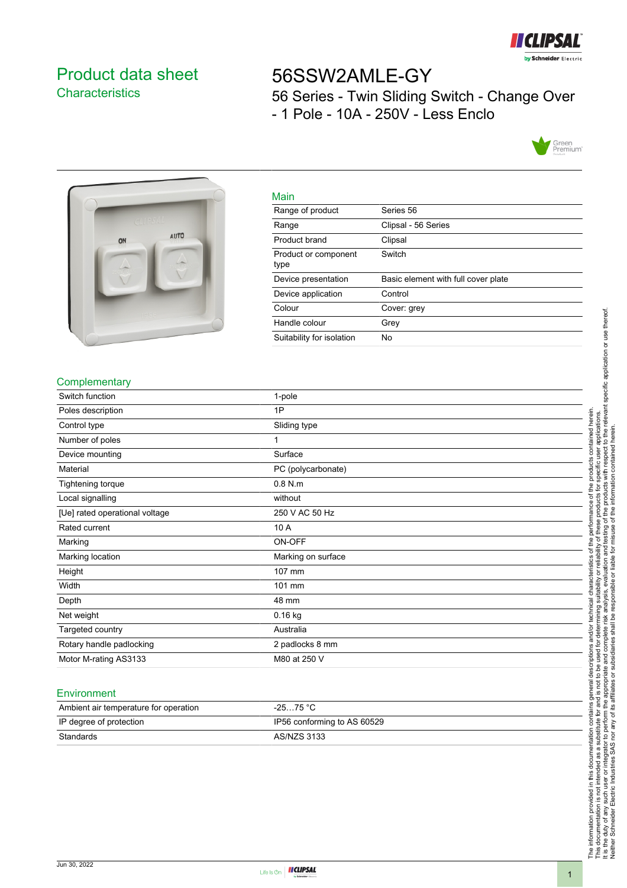# Product data sheet
## Characteristics

# 56SSW2AMLE-GY

56 Series - Twin Sliding Switch - Change Over - 1 Pole - 10A - 250V - Less Enclo

## Main

| | |
|---|---|
| Range of product | Series 56 |
| Range | Clipsal - 56 Series |
| Product brand | Clipsal |
| Product or component type | Switch |
| Device presentation | Basic element with full cover plate |
| Device application | Control |
| Colour | Cover: grey |
| Handle colour | Grey |
| Suitability for isolation | No |

## Complementary

| | |
|---|---|
| Switch function | 1-pole |
| Poles description | 1P |
| Control type | Sliding type |
| Number of poles | 1 |
| Device mounting | Surface |
| Material | PC (polycarbonate) |
| Tightening torque | 0.8 N.m |
| Local signalling | without |
| [Ue] rated operational voltage | 250 V AC 50 Hz |
| Rated current | 10 A |
| Marking | ON-OFF |
| Marking location | Marking on surface |
| Height | 107 mm |
| Width | 101 mm |
| Depth | 48 mm |
| Net weight | 0.16 kg |
| Targeted country | Australia |
| Rotary handle padlocking | 2 padlocks 8 mm |
| Motor M-rating AS3133 | M80 at 250 V |

## Environment

| | |
|---|---|
| Ambient air temperature for operation | -25…75 °C |
| IP degree of protection | IP56 conforming to AS 60529 |
| Standards | AS/NZS 3133 |

The information provided in this documentation contains general descriptions and/or technical characteristics of the performance of the products contained herein. This documentation is not intended as a substitute for and is not to be used for determining suitability or reliability of these products for specific user applications. It is the duty of any such user or integrator to perform the appropriate and complete risk analysis, evaluation and testing of the products with respect to the relevant specific application or use thereof. Neither Schneider Electric Industries SAS nor any of its affiliates or subsidiaries shall be responsible or liable for misuse of the information contained herein.

Jun 30, 2022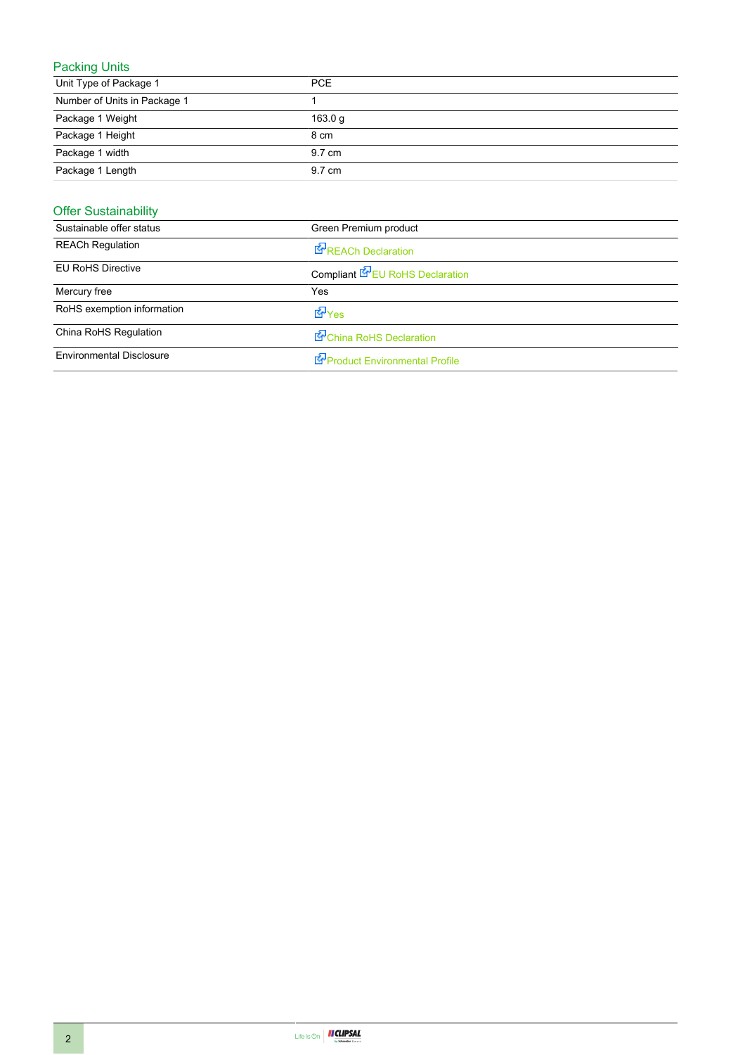## Packing Units

| | |
|---|---|
| Unit Type of Package 1 | PCE |
| Number of Units in Package 1 | 1 |
| Package 1 Weight | 163.0 g |
| Package 1 Height | 8 cm |
| Package 1 width | 9.7 cm |
| Package 1 Length | 9.7 cm |

## Offer Sustainability

| | |
|---|---|
| Sustainable offer status | Green Premium product |
| REACh Regulation | REACh Declaration |
| EU RoHS Directive | Compliant EU RoHS Declaration |
| Mercury free | Yes |
| RoHS exemption information | Yes |
| China RoHS Regulation | China RoHS Declaration |
| Environmental Disclosure | Product Environmental Profile |